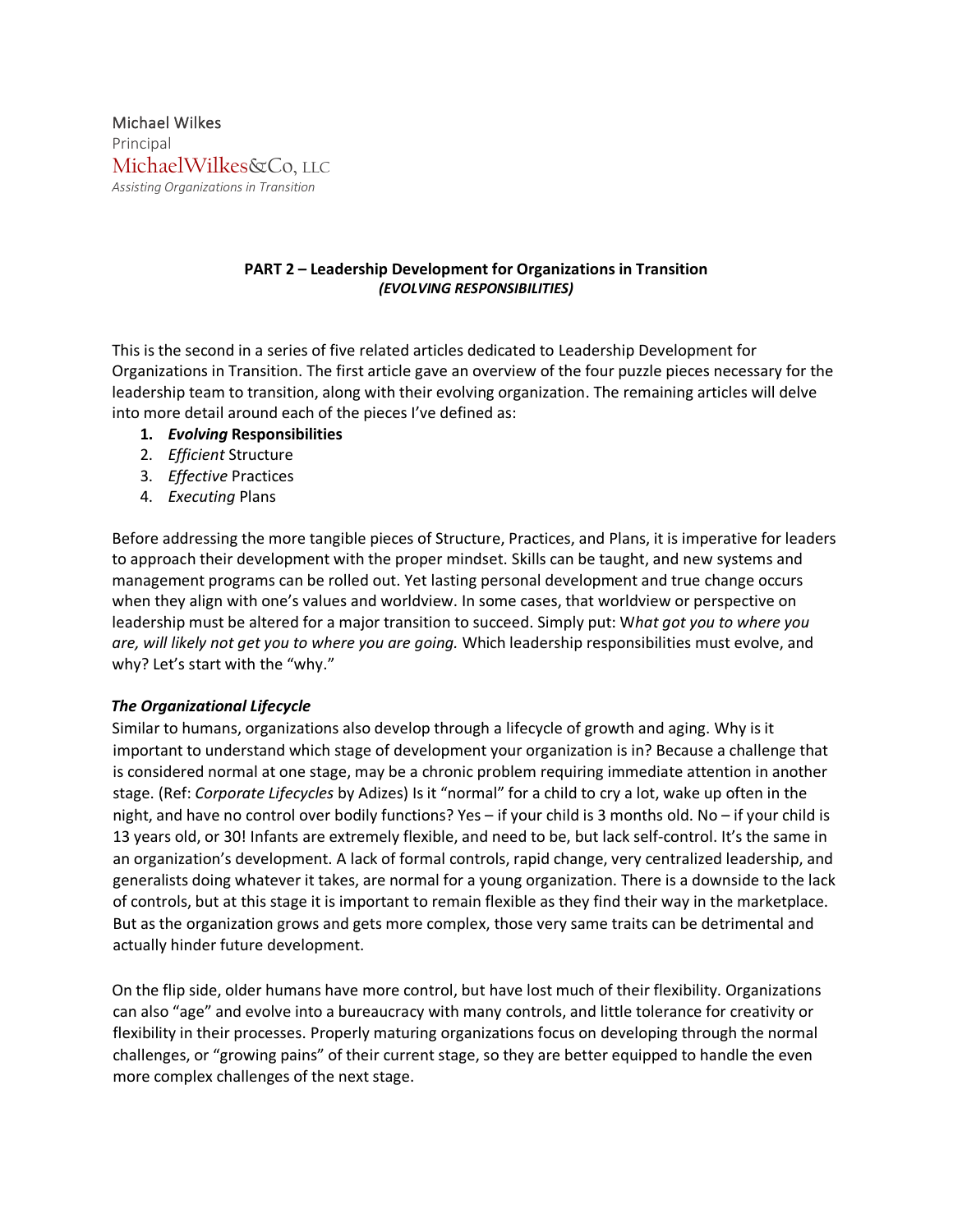Michael Wilkes
Principal
MichaelWilkes&Co, LLC
*Assisting Organizations in Transition*

## PART 2 – Leadership Development for Organizations in Transition
***(EVOLVING RESPONSIBILITIES)***

This is the second in a series of five related articles dedicated to Leadership Development for Organizations in Transition. The first article gave an overview of the four puzzle pieces necessary for the leadership team to transition, along with their evolving organization. The remaining articles will delve into more detail around each of the pieces I've defined as:

1. ***Evolving* Responsibilities**
2. *Efficient* Structure
3. *Effective* Practices
4. *Executing* Plans

Before addressing the more tangible pieces of Structure, Practices, and Plans, it is imperative for leaders to approach their development with the proper mindset. Skills can be taught, and new systems and management programs can be rolled out. Yet lasting personal development and true change occurs when they align with one's values and worldview. In some cases, that worldview or perspective on leadership must be altered for a major transition to succeed. Simply put: W*hat got you to where you are, will likely not get you to where you are going.* Which leadership responsibilities must evolve, and why? Let's start with the "why."

### *The Organizational Lifecycle*

Similar to humans, organizations also develop through a lifecycle of growth and aging. Why is it important to understand which stage of development your organization is in? Because a challenge that is considered normal at one stage, may be a chronic problem requiring immediate attention in another stage. (Ref: *Corporate Lifecycles* by Adizes) Is it "normal" for a child to cry a lot, wake up often in the night, and have no control over bodily functions? Yes – if your child is 3 months old. No – if your child is 13 years old, or 30! Infants are extremely flexible, and need to be, but lack self-control. It's the same in an organization's development. A lack of formal controls, rapid change, very centralized leadership, and generalists doing whatever it takes, are normal for a young organization. There is a downside to the lack of controls, but at this stage it is important to remain flexible as they find their way in the marketplace. But as the organization grows and gets more complex, those very same traits can be detrimental and actually hinder future development.

On the flip side, older humans have more control, but have lost much of their flexibility. Organizations can also "age" and evolve into a bureaucracy with many controls, and little tolerance for creativity or flexibility in their processes. Properly maturing organizations focus on developing through the normal challenges, or "growing pains" of their current stage, so they are better equipped to handle the even more complex challenges of the next stage.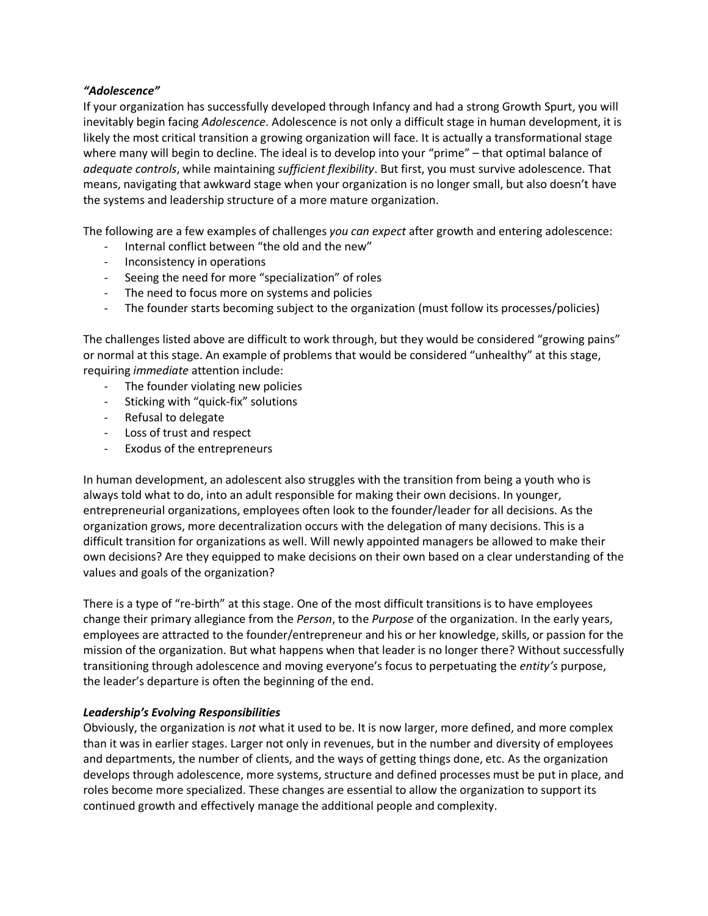### *"Adolescence"*

If your organization has successfully developed through Infancy and had a strong Growth Spurt, you will inevitably begin facing *Adolescence*. Adolescence is not only a difficult stage in human development, it is likely the most critical transition a growing organization will face. It is actually a transformational stage where many will begin to decline. The ideal is to develop into your "prime" – that optimal balance of *adequate controls*, while maintaining *sufficient flexibility*. But first, you must survive adolescence. That means, navigating that awkward stage when your organization is no longer small, but also doesn't have the systems and leadership structure of a more mature organization.

The following are a few examples of challenges *you can expect* after growth and entering adolescence:

- Internal conflict between "the old and the new"
- Inconsistency in operations
- Seeing the need for more "specialization" of roles
- The need to focus more on systems and policies
- The founder starts becoming subject to the organization (must follow its processes/policies)

The challenges listed above are difficult to work through, but they would be considered "growing pains" or normal at this stage. An example of problems that would be considered "unhealthy" at this stage, requiring *immediate* attention include:

- The founder violating new policies
- Sticking with "quick-fix" solutions
- Refusal to delegate
- Loss of trust and respect
- Exodus of the entrepreneurs

In human development, an adolescent also struggles with the transition from being a youth who is always told what to do, into an adult responsible for making their own decisions. In younger, entrepreneurial organizations, employees often look to the founder/leader for all decisions. As the organization grows, more decentralization occurs with the delegation of many decisions. This is a difficult transition for organizations as well. Will newly appointed managers be allowed to make their own decisions? Are they equipped to make decisions on their own based on a clear understanding of the values and goals of the organization?

There is a type of "re-birth" at this stage. One of the most difficult transitions is to have employees change their primary allegiance from the *Person*, to the *Purpose* of the organization. In the early years, employees are attracted to the founder/entrepreneur and his or her knowledge, skills, or passion for the mission of the organization. But what happens when that leader is no longer there? Without successfully transitioning through adolescence and moving everyone's focus to perpetuating the *entity's* purpose, the leader's departure is often the beginning of the end.

### *Leadership's Evolving Responsibilities*

Obviously, the organization is *not* what it used to be. It is now larger, more defined, and more complex than it was in earlier stages. Larger not only in revenues, but in the number and diversity of employees and departments, the number of clients, and the ways of getting things done, etc. As the organization develops through adolescence, more systems, structure and defined processes must be put in place, and roles become more specialized. These changes are essential to allow the organization to support its continued growth and effectively manage the additional people and complexity.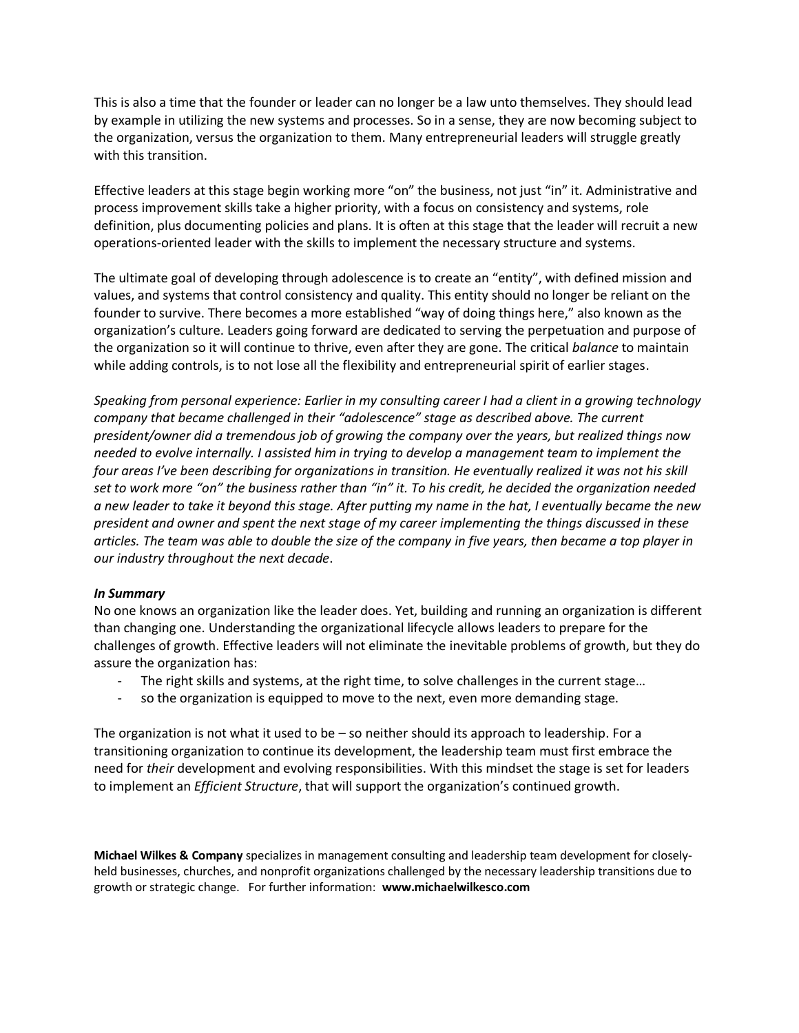This is also a time that the founder or leader can no longer be a law unto themselves. They should lead by example in utilizing the new systems and processes. So in a sense, they are now becoming subject to the organization, versus the organization to them. Many entrepreneurial leaders will struggle greatly with this transition.

Effective leaders at this stage begin working more "on" the business, not just "in" it. Administrative and process improvement skills take a higher priority, with a focus on consistency and systems, role definition, plus documenting policies and plans. It is often at this stage that the leader will recruit a new operations-oriented leader with the skills to implement the necessary structure and systems.

The ultimate goal of developing through adolescence is to create an "entity", with defined mission and values, and systems that control consistency and quality. This entity should no longer be reliant on the founder to survive. There becomes a more established "way of doing things here," also known as the organization's culture. Leaders going forward are dedicated to serving the perpetuation and purpose of the organization so it will continue to thrive, even after they are gone. The critical *balance* to maintain while adding controls, is to not lose all the flexibility and entrepreneurial spirit of earlier stages.

*Speaking from personal experience: Earlier in my consulting career I had a client in a growing technology company that became challenged in their "adolescence" stage as described above. The current president/owner did a tremendous job of growing the company over the years, but realized things now needed to evolve internally. I assisted him in trying to develop a management team to implement the four areas I've been describing for organizations in transition. He eventually realized it was not his skill set to work more "on" the business rather than "in" it. To his credit, he decided the organization needed a new leader to take it beyond this stage. After putting my name in the hat, I eventually became the new president and owner and spent the next stage of my career implementing the things discussed in these articles. The team was able to double the size of the company in five years, then became a top player in our industry throughout the next decade*.

***In Summary***

No one knows an organization like the leader does. Yet, building and running an organization is different than changing one. Understanding the organizational lifecycle allows leaders to prepare for the challenges of growth. Effective leaders will not eliminate the inevitable problems of growth, but they do assure the organization has:

- The right skills and systems, at the right time, to solve challenges in the current stage…
- so the organization is equipped to move to the next, even more demanding stage.

The organization is not what it used to be – so neither should its approach to leadership. For a transitioning organization to continue its development, the leadership team must first embrace the need for *their* development and evolving responsibilities. With this mindset the stage is set for leaders to implement an *Efficient Structure*, that will support the organization's continued growth.

**Michael Wilkes & Company** specializes in management consulting and leadership team development for closely-held businesses, churches, and nonprofit organizations challenged by the necessary leadership transitions due to growth or strategic change. For further information: **www.michaelwilkesco.com**